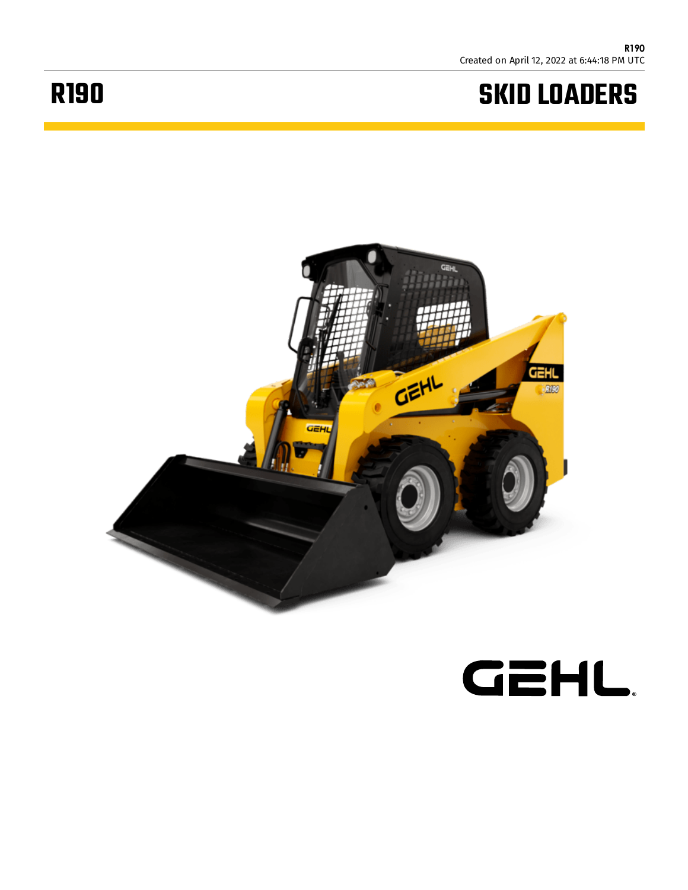# R190

# SKID LOADERS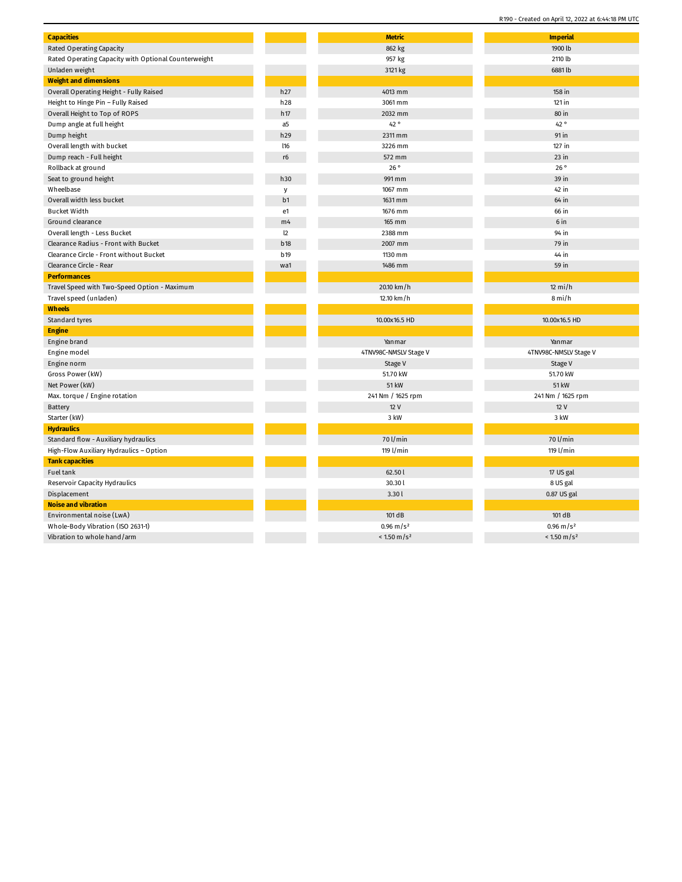| Capacities | | Metric | Imperial |
| --- | --- | --- | --- |
| Rated Operating Capacity | | 862 kg | 1900 lb |
| Rated Operating Capacity with Optional Counterweight | | 957 kg | 2110 lb |
| Unladen weight | | 3121 kg | 6881 lb |
| **Weight and dimensions** | | | |
| Overall Operating Height - Fully Raised | h27 | 4013 mm | 158 in |
| Height to Hinge Pin – Fully Raised | h28 | 3061 mm | 121 in |
| Overall Height to Top of ROPS | h17 | 2032 mm | 80 in |
| Dump angle at full height | a5 | 42 ° | 42 ° |
| Dump height | h29 | 2311 mm | 91 in |
| Overall length with bucket | l16 | 3226 mm | 127 in |
| Dump reach - Full height | r6 | 572 mm | 23 in |
| Rollback at ground | | 26 ° | 26 ° |
| Seat to ground height | h30 | 991 mm | 39 in |
| Wheelbase | y | 1067 mm | 42 in |
| Overall width less bucket | b1 | 1631 mm | 64 in |
| Bucket Width | e1 | 1676 mm | 66 in |
| Ground clearance | m4 | 165 mm | 6 in |
| Overall length - Less Bucket | l2 | 2388 mm | 94 in |
| Clearance Radius - Front with Bucket | b18 | 2007 mm | 79 in |
| Clearance Circle - Front without Bucket | b19 | 1130 mm | 44 in |
| Clearance Circle - Rear | wa1 | 1486 mm | 59 in |
| **Performances** | | | |
| Travel Speed with Two-Speed Option - Maximum | | 20.10 km/h | 12 mi/h |
| Travel speed (unladen) | | 12.10 km/h | 8 mi/h |
| **Wheels** | | | |
| Standard tyres | | 10.00x16.5 HD | 10.00x16.5 HD |
| **Engine** | | | |
| Engine brand | | Yanmar | Yanmar |
| Engine model | | 4TNV98C-NMSLV Stage V | 4TNV98C-NMSLV Stage V |
| Engine norm | | Stage V | Stage V |
| Gross Power (kW) | | 51.70 kW | 51.70 kW |
| Net Power (kW) | | 51 kW | 51 kW |
| Max. torque / Engine rotation | | 241 Nm / 1625 rpm | 241 Nm / 1625 rpm |
| Battery | | 12 V | 12 V |
| Starter (kW) | | 3 kW | 3 kW |
| **Hydraulics** | | | |
| Standard flow - Auxiliary hydraulics | | 70 l/min | 70 l/min |
| High-Flow Auxiliary Hydraulics – Option | | 119 l/min | 119 l/min |
| **Tank capacities** | | | |
| Fuel tank | | 62.50 l | 17 US gal |
| Reservoir Capacity Hydraulics | | 30.30 l | 8 US gal |
| Displacement | | 3.30 l | 0.87 US gal |
| **Noise and vibration** | | | |
| Environmental noise (LwA) | | 101 dB | 101 dB |
| Whole-Body Vibration (ISO 2631-1) | | 0.96 m/s² | 0.96 m/s² |
| Vibration to whole hand/arm | | < 1.50 m/s² | < 1.50 m/s² |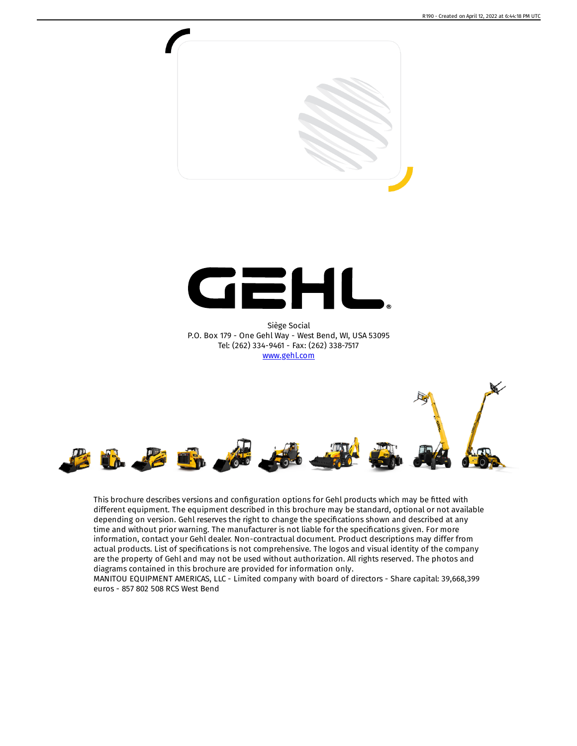Siège Social
P.O. Box 179 - One Gehl Way - West Bend, WI, USA 53095
Tel: (262) 334-9461 - Fax: (262) 338-7517
www.gehl.com

This brochure describes versions and configuration options for Gehl products which may be fitted with different equipment. The equipment described in this brochure may be standard, optional or not available depending on version. Gehl reserves the right to change the specifications shown and described at any time and without prior warning. The manufacturer is not liable for the specifications given. For more information, contact your Gehl dealer. Non-contractual document. Product descriptions may differ from actual products. List of specifications is not comprehensive. The logos and visual identity of the company are the property of Gehl and may not be used without authorization. All rights reserved. The photos and diagrams contained in this brochure are provided for information only.
MANITOU EQUIPMENT AMERICAS, LLC - Limited company with board of directors - Share capital: 39,668,399 euros - 857 802 508 RCS West Bend